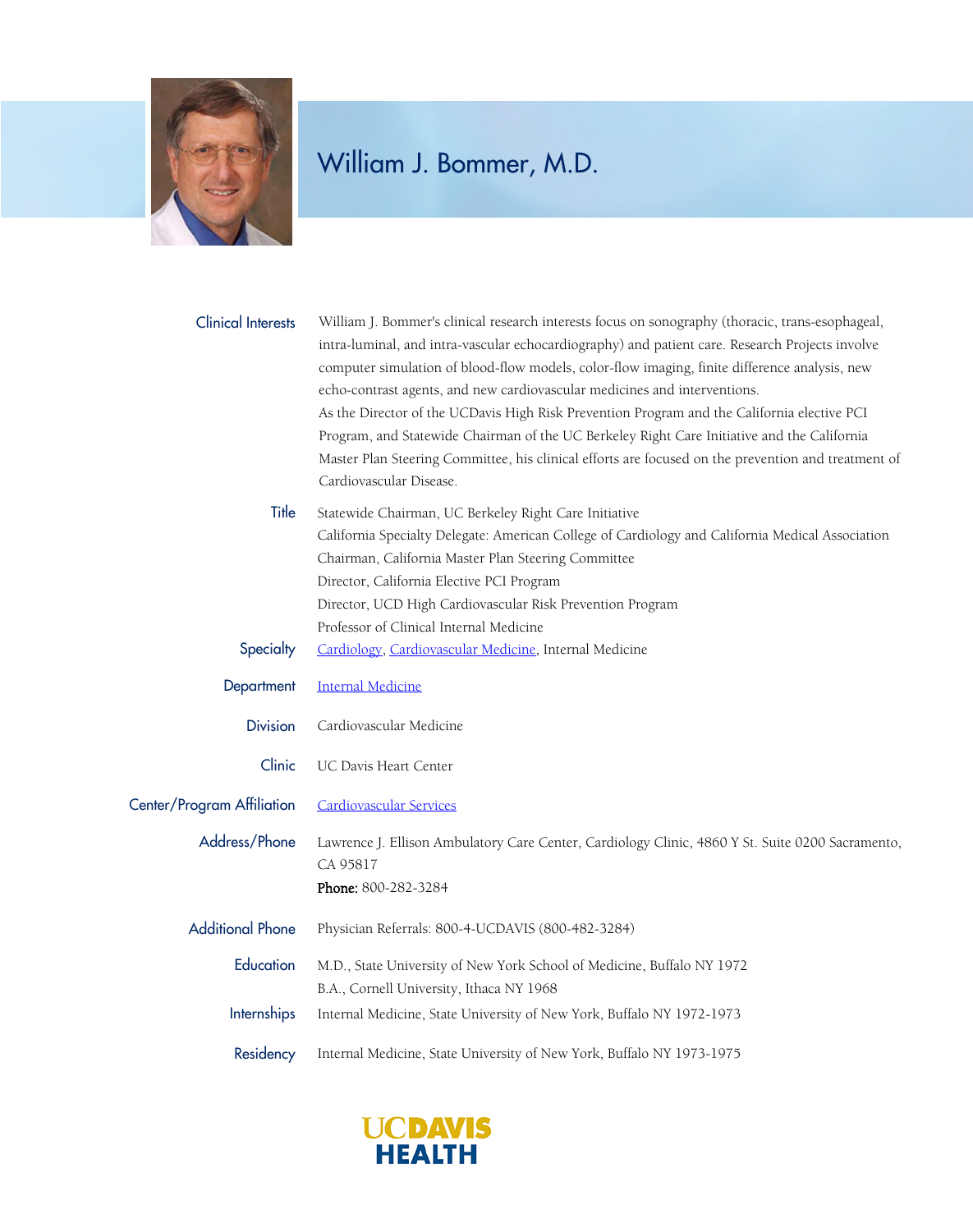# William J. Bommer, M.D.

**Clinical Interests**

William J. Bommer's clinical research interests focus on sonography (thoracic, trans-esophageal, intra-luminal, and intra-vascular echocardiography) and patient care. Research Projects involve computer simulation of blood-flow models, color-flow imaging, finite difference analysis, new echo-contrast agents, and new cardiovascular medicines and interventions.

As the Director of the UCDavis High Risk Prevention Program and the California elective PCI Program, and Statewide Chairman of the UC Berkeley Right Care Initiative and the California Master Plan Steering Committee, his clinical efforts are focused on the prevention and treatment of Cardiovascular Disease.

**Title**

Statewide Chairman, UC Berkeley Right Care Initiative
California Specialty Delegate: American College of Cardiology and California Medical Association
Chairman, California Master Plan Steering Committee
Director, California Elective PCI Program
Director, UCD High Cardiovascular Risk Prevention Program
Professor of Clinical Internal Medicine

**Specialty**

Cardiology, Cardiovascular Medicine, Internal Medicine

**Department**

Internal Medicine

**Division**

Cardiovascular Medicine

**Clinic**

UC Davis Heart Center

**Center/Program Affiliation**

Cardiovascular Services

**Address/Phone**

Lawrence J. Ellison Ambulatory Care Center, Cardiology Clinic, 4860 Y St. Suite 0200 Sacramento, CA 95817
**Phone:** 800-282-3284

**Additional Phone**

Physician Referrals: 800-4-UCDAVIS (800-482-3284)

**Education**

M.D., State University of New York School of Medicine, Buffalo NY 1972
B.A., Cornell University, Ithaca NY 1968

**Internships**

Internal Medicine, State University of New York, Buffalo NY 1972-1973

**Residency**

Internal Medicine, State University of New York, Buffalo NY 1973-1975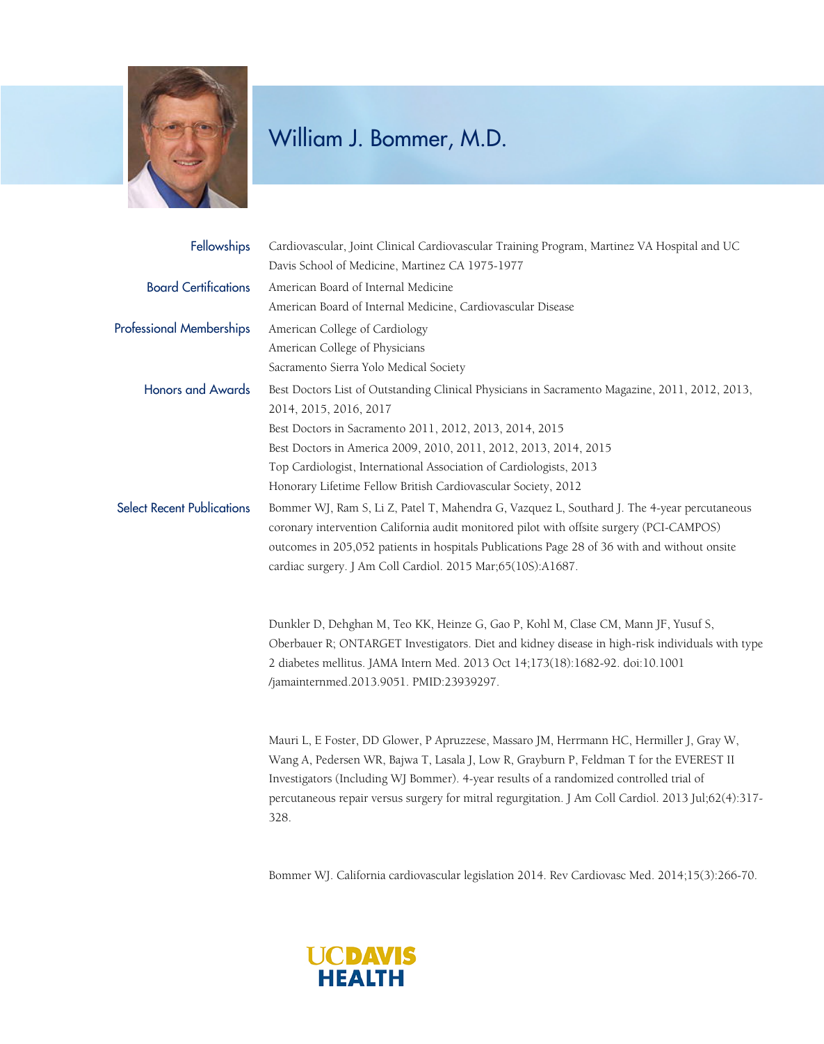# William J. Bommer, M.D.

**Fellowships**

Cardiovascular, Joint Clinical Cardiovascular Training Program, Martinez VA Hospital and UC Davis School of Medicine, Martinez CA 1975-1977

**Board Certifications**

American Board of Internal Medicine
American Board of Internal Medicine, Cardiovascular Disease

**Professional Memberships**

American College of Cardiology
American College of Physicians
Sacramento Sierra Yolo Medical Society

**Honors and Awards**

Best Doctors List of Outstanding Clinical Physicians in Sacramento Magazine, 2011, 2012, 2013, 2014, 2015, 2016, 2017
Best Doctors in Sacramento 2011, 2012, 2013, 2014, 2015
Best Doctors in America 2009, 2010, 2011, 2012, 2013, 2014, 2015
Top Cardiologist, International Association of Cardiologists, 2013
Honorary Lifetime Fellow British Cardiovascular Society, 2012

**Select Recent Publications**

Bommer WJ, Ram S, Li Z, Patel T, Mahendra G, Vazquez L, Southard J. The 4-year percutaneous coronary intervention California audit monitored pilot with offsite surgery (PCI-CAMPOS) outcomes in 205,052 patients in hospitals Publications Page 28 of 36 with and without onsite cardiac surgery. J Am Coll Cardiol. 2015 Mar;65(10S):A1687.

Dunkler D, Dehghan M, Teo KK, Heinze G, Gao P, Kohl M, Clase CM, Mann JF, Yusuf S, Oberbauer R; ONTARGET Investigators. Diet and kidney disease in high-risk individuals with type 2 diabetes mellitus. JAMA Intern Med. 2013 Oct 14;173(18):1682-92. doi:10.1001 /jamainternmed.2013.9051. PMID:23939297.

Mauri L, E Foster, DD Glower, P Apruzzese, Massaro JM, Herrmann HC, Hermiller J, Gray W, Wang A, Pedersen WR, Bajwa T, Lasala J, Low R, Grayburn P, Feldman T for the EVEREST II Investigators (Including WJ Bommer). 4-year results of a randomized controlled trial of percutaneous repair versus surgery for mitral regurgitation. J Am Coll Cardiol. 2013 Jul;62(4):317-328.

Bommer WJ. California cardiovascular legislation 2014. Rev Cardiovasc Med. 2014;15(3):266-70.

UCDAVIS HEALTH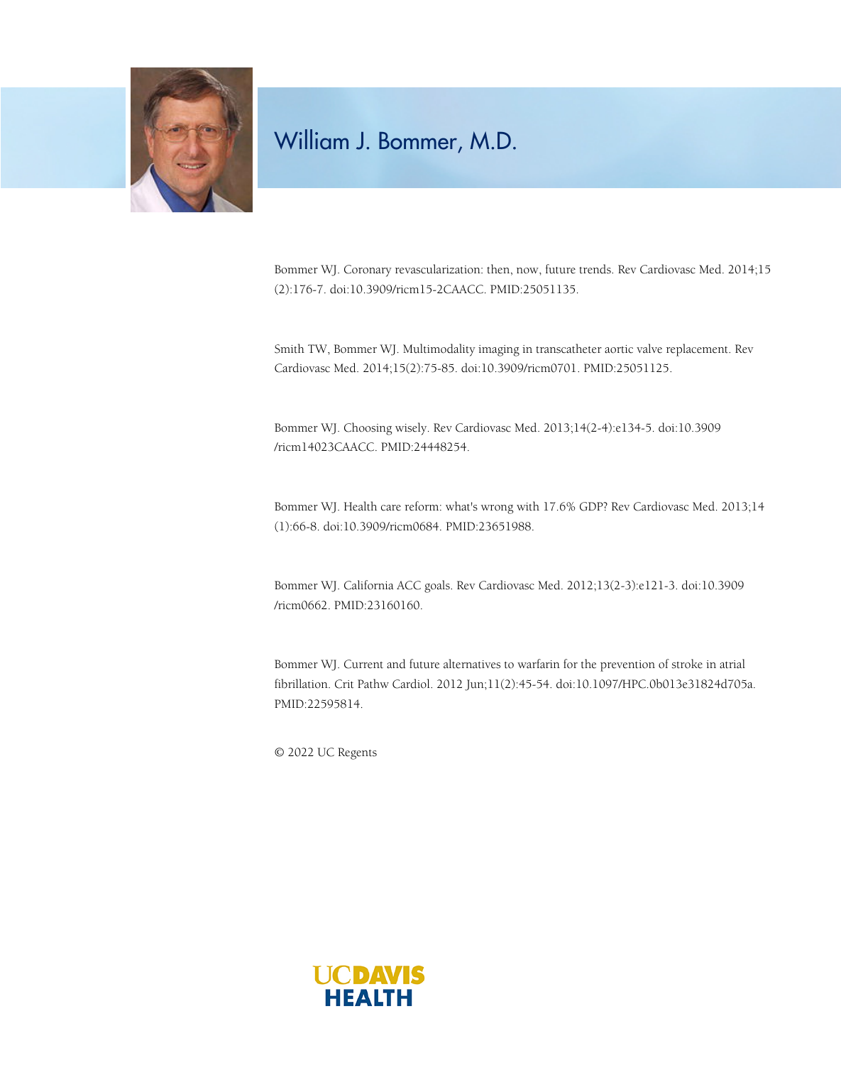# William J. Bommer, M.D.

Bommer WJ. Coronary revascularization: then, now, future trends. Rev Cardiovasc Med. 2014;15(2):176-7. doi:10.3909/ricm15-2CAACC. PMID:25051135.

Smith TW, Bommer WJ. Multimodality imaging in transcatheter aortic valve replacement. Rev Cardiovasc Med. 2014;15(2):75-85. doi:10.3909/ricm0701. PMID:25051125.

Bommer WJ. Choosing wisely. Rev Cardiovasc Med. 2013;14(2-4):e134-5. doi:10.3909/ricm14023CAACC. PMID:24448254.

Bommer WJ. Health care reform: what's wrong with 17.6% GDP? Rev Cardiovasc Med. 2013;14(1):66-8. doi:10.3909/ricm0684. PMID:23651988.

Bommer WJ. California ACC goals. Rev Cardiovasc Med. 2012;13(2-3):e121-3. doi:10.3909/ricm0662. PMID:23160160.

Bommer WJ. Current and future alternatives to warfarin for the prevention of stroke in atrial fibrillation. Crit Pathw Cardiol. 2012 Jun;11(2):45-54. doi:10.1097/HPC.0b013e31824d705a. PMID:22595814.

© 2022 UC Regents

UC DAVIS HEALTH